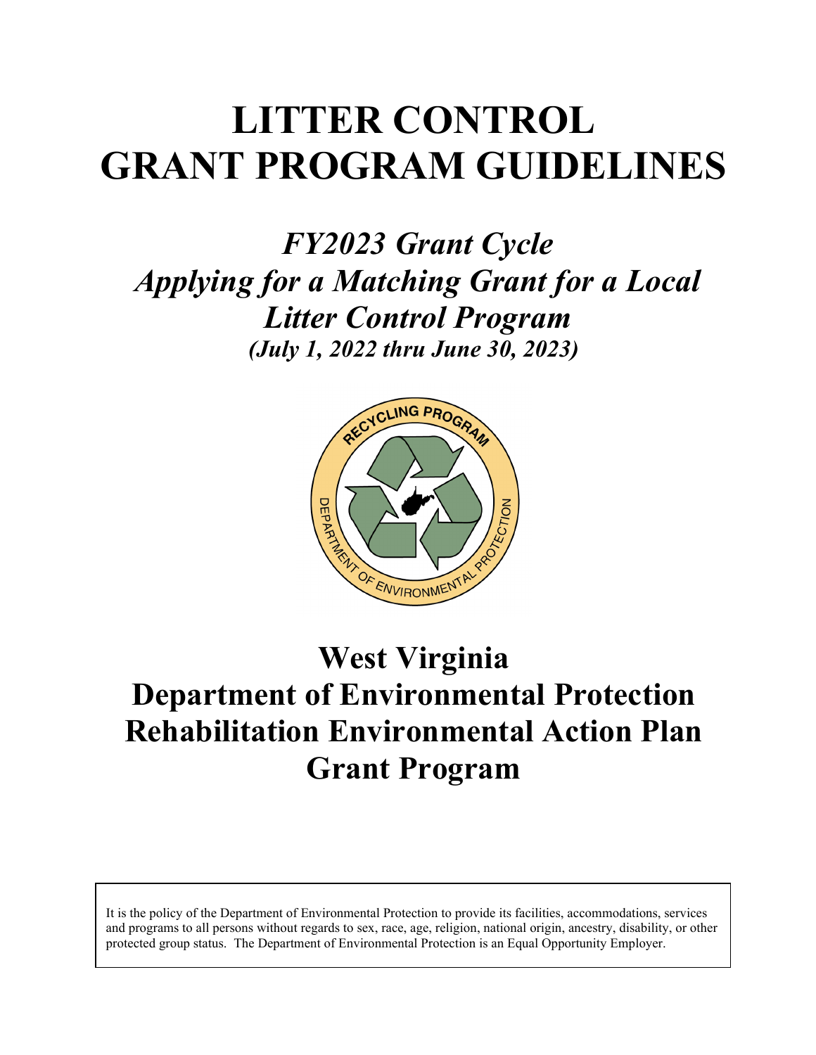# LITTER CONTROL GRANT PROGRAM GUIDELINES

## *FY2023 Grant Cycle*
## *Applying for a Matching Grant for a Local Litter Control Program*
### *(July 1, 2022 thru June 30, 2023)*

# West Virginia
# Department of Environmental Protection
# Rehabilitation Environmental Action Plan
# Grant Program

It is the policy of the Department of Environmental Protection to provide its facilities, accommodations, services and programs to all persons without regards to sex, race, age, religion, national origin, ancestry, disability, or other protected group status. The Department of Environmental Protection is an Equal Opportunity Employer.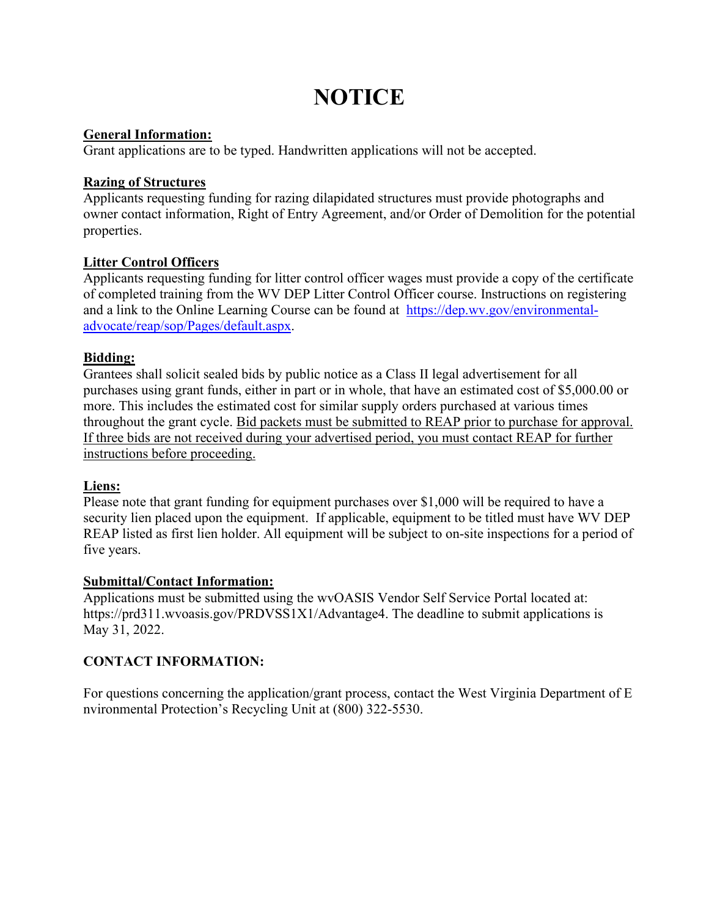# NOTICE

**General Information:**

Grant applications are to be typed. Handwritten applications will not be accepted.

**Razing of Structures**

Applicants requesting funding for razing dilapidated structures must provide photographs and owner contact information, Right of Entry Agreement, and/or Order of Demolition for the potential properties.

**Litter Control Officers**

Applicants requesting funding for litter control officer wages must provide a copy of the certificate of completed training from the WV DEP Litter Control Officer course. Instructions on registering and a link to the Online Learning Course can be found at https://dep.wv.gov/environmental-advocate/reap/sop/Pages/default.aspx.

**Bidding:**

Grantees shall solicit sealed bids by public notice as a Class II legal advertisement for all purchases using grant funds, either in part or in whole, that have an estimated cost of $5,000.00 or more. This includes the estimated cost for similar supply orders purchased at various times throughout the grant cycle. Bid packets must be submitted to REAP prior to purchase for approval. If three bids are not received during your advertised period, you must contact REAP for further instructions before proceeding.

**Liens:**

Please note that grant funding for equipment purchases over $1,000 will be required to have a security lien placed upon the equipment. If applicable, equipment to be titled must have WV DEP REAP listed as first lien holder. All equipment will be subject to on-site inspections for a period of five years.

**Submittal/Contact Information:**

Applications must be submitted using the wvOASIS Vendor Self Service Portal located at: https://prd311.wvoasis.gov/PRDVSS1X1/Advantage4. The deadline to submit applications is May 31, 2022.

**CONTACT INFORMATION:**

For questions concerning the application/grant process, contact the West Virginia Department of Environmental Protection's Recycling Unit at (800) 322-5530.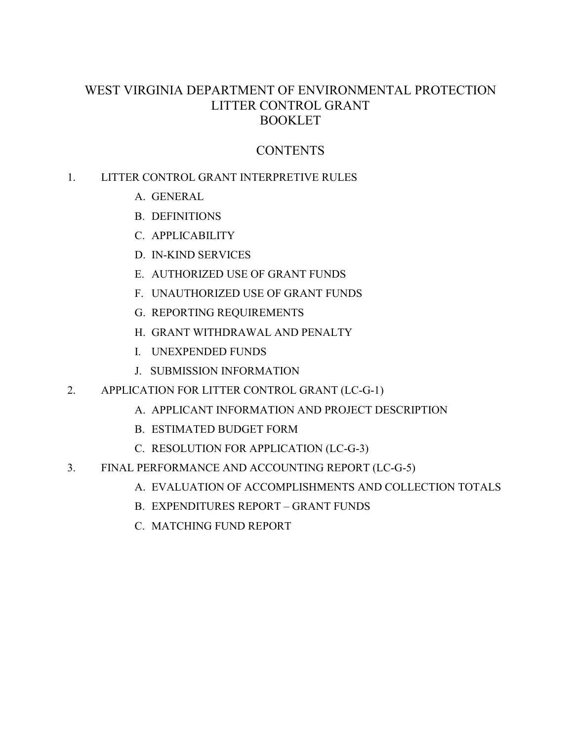# WEST VIRGINIA DEPARTMENT OF ENVIRONMENTAL PROTECTION
# LITTER CONTROL GRANT
# BOOKLET

## CONTENTS

1. LITTER CONTROL GRANT INTERPRETIVE RULES
   - A. GENERAL
   - B. DEFINITIONS
   - C. APPLICABILITY
   - D. IN-KIND SERVICES
   - E. AUTHORIZED USE OF GRANT FUNDS
   - F. UNAUTHORIZED USE OF GRANT FUNDS
   - G. REPORTING REQUIREMENTS
   - H. GRANT WITHDRAWAL AND PENALTY
   - I. UNEXPENDED FUNDS
   - J. SUBMISSION INFORMATION
2. APPLICATION FOR LITTER CONTROL GRANT (LC-G-1)
   - A. APPLICANT INFORMATION AND PROJECT DESCRIPTION
   - B. ESTIMATED BUDGET FORM
   - C. RESOLUTION FOR APPLICATION (LC-G-3)
3. FINAL PERFORMANCE AND ACCOUNTING REPORT (LC-G-5)
   - A. EVALUATION OF ACCOMPLISHMENTS AND COLLECTION TOTALS
   - B. EXPENDITURES REPORT – GRANT FUNDS
   - C. MATCHING FUND REPORT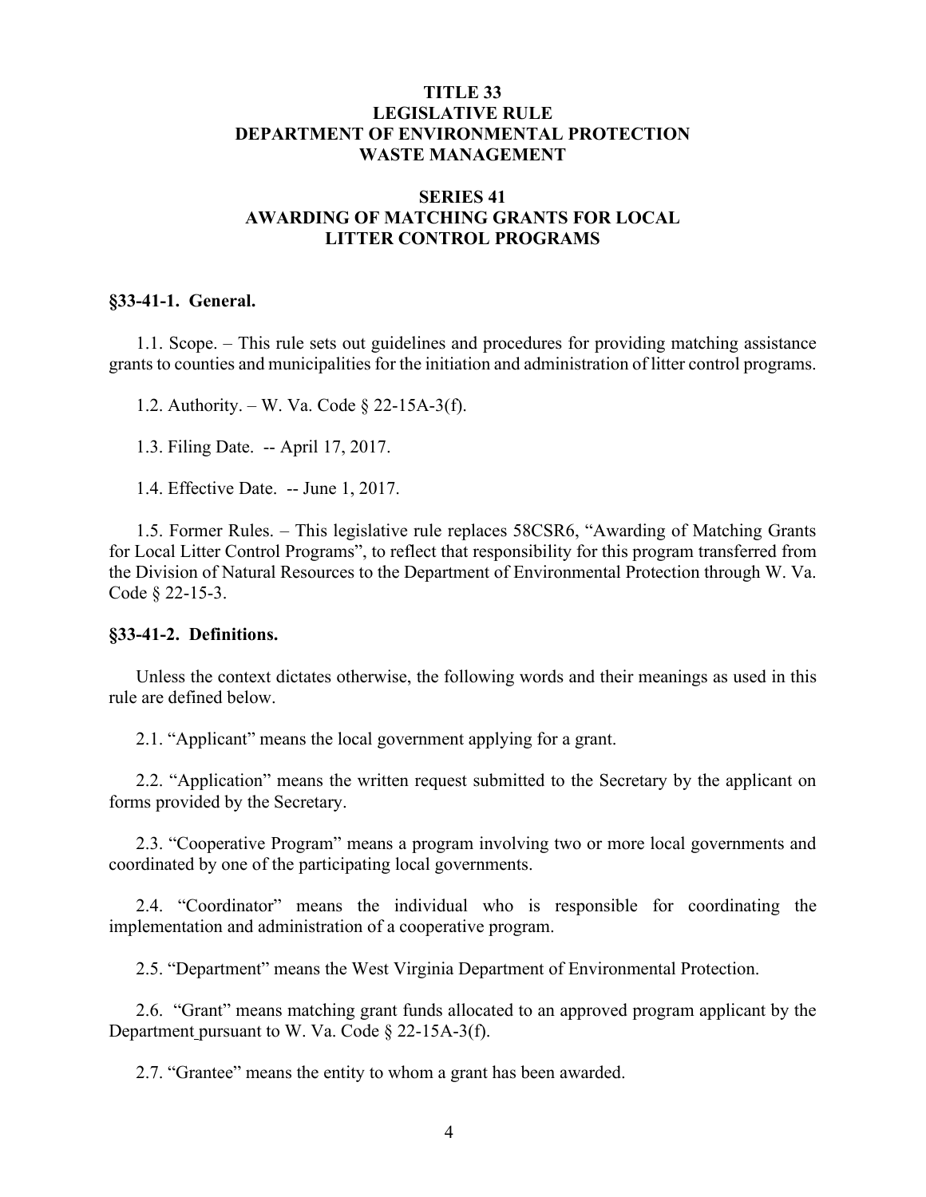**TITLE 33**
**LEGISLATIVE RULE**
**DEPARTMENT OF ENVIRONMENTAL PROTECTION**
**WASTE MANAGEMENT**

**SERIES 41**
**AWARDING OF MATCHING GRANTS FOR LOCAL LITTER CONTROL PROGRAMS**

## §33-41-1. General.

1.1. Scope. – This rule sets out guidelines and procedures for providing matching assistance grants to counties and municipalities for the initiation and administration of litter control programs.

1.2. Authority. – W. Va. Code § 22-15A-3(f).

1.3. Filing Date. -- April 17, 2017.

1.4. Effective Date. -- June 1, 2017.

1.5. Former Rules. – This legislative rule replaces 58CSR6, "Awarding of Matching Grants for Local Litter Control Programs", to reflect that responsibility for this program transferred from the Division of Natural Resources to the Department of Environmental Protection through W. Va. Code § 22-15-3.

## §33-41-2. Definitions.

Unless the context dictates otherwise, the following words and their meanings as used in this rule are defined below.

2.1. "Applicant" means the local government applying for a grant.

2.2. "Application" means the written request submitted to the Secretary by the applicant on forms provided by the Secretary.

2.3. "Cooperative Program" means a program involving two or more local governments and coordinated by one of the participating local governments.

2.4. "Coordinator" means the individual who is responsible for coordinating the implementation and administration of a cooperative program.

2.5. "Department" means the West Virginia Department of Environmental Protection.

2.6. "Grant" means matching grant funds allocated to an approved program applicant by the Department pursuant to W. Va. Code § 22-15A-3(f).

2.7. "Grantee" means the entity to whom a grant has been awarded.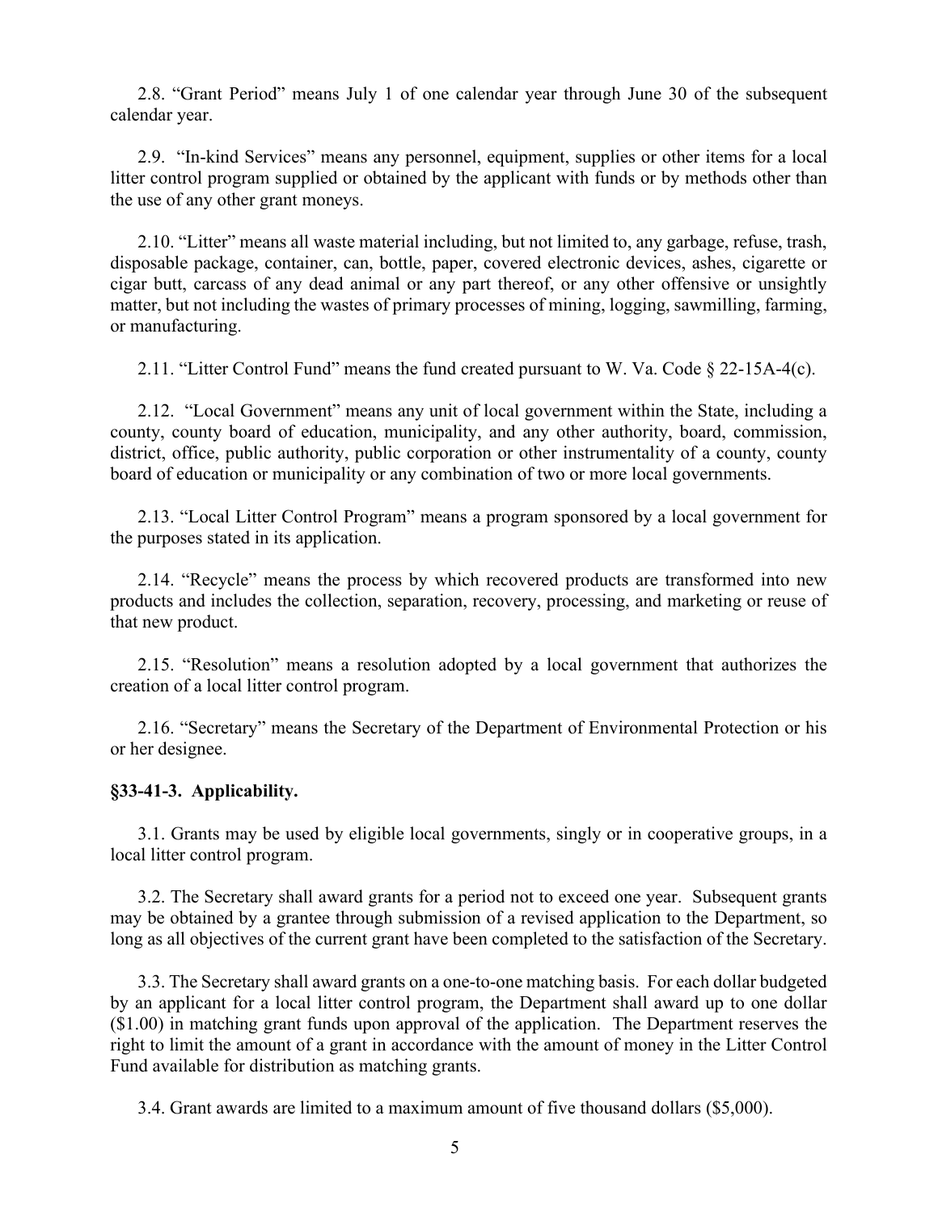2.8. "Grant Period" means July 1 of one calendar year through June 30 of the subsequent calendar year.

2.9. "In-kind Services" means any personnel, equipment, supplies or other items for a local litter control program supplied or obtained by the applicant with funds or by methods other than the use of any other grant moneys.

2.10. "Litter" means all waste material including, but not limited to, any garbage, refuse, trash, disposable package, container, can, bottle, paper, covered electronic devices, ashes, cigarette or cigar butt, carcass of any dead animal or any part thereof, or any other offensive or unsightly matter, but not including the wastes of primary processes of mining, logging, sawmilling, farming, or manufacturing.

2.11. "Litter Control Fund" means the fund created pursuant to W. Va. Code § 22-15A-4(c).

2.12. "Local Government" means any unit of local government within the State, including a county, county board of education, municipality, and any other authority, board, commission, district, office, public authority, public corporation or other instrumentality of a county, county board of education or municipality or any combination of two or more local governments.

2.13. "Local Litter Control Program" means a program sponsored by a local government for the purposes stated in its application.

2.14. "Recycle" means the process by which recovered products are transformed into new products and includes the collection, separation, recovery, processing, and marketing or reuse of that new product.

2.15. "Resolution" means a resolution adopted by a local government that authorizes the creation of a local litter control program.

2.16. "Secretary" means the Secretary of the Department of Environmental Protection or his or her designee.

**§33-41-3. Applicability.**

3.1. Grants may be used by eligible local governments, singly or in cooperative groups, in a local litter control program.

3.2. The Secretary shall award grants for a period not to exceed one year. Subsequent grants may be obtained by a grantee through submission of a revised application to the Department, so long as all objectives of the current grant have been completed to the satisfaction of the Secretary.

3.3. The Secretary shall award grants on a one-to-one matching basis. For each dollar budgeted by an applicant for a local litter control program, the Department shall award up to one dollar ($1.00) in matching grant funds upon approval of the application. The Department reserves the right to limit the amount of a grant in accordance with the amount of money in the Litter Control Fund available for distribution as matching grants.

3.4. Grant awards are limited to a maximum amount of five thousand dollars ($5,000).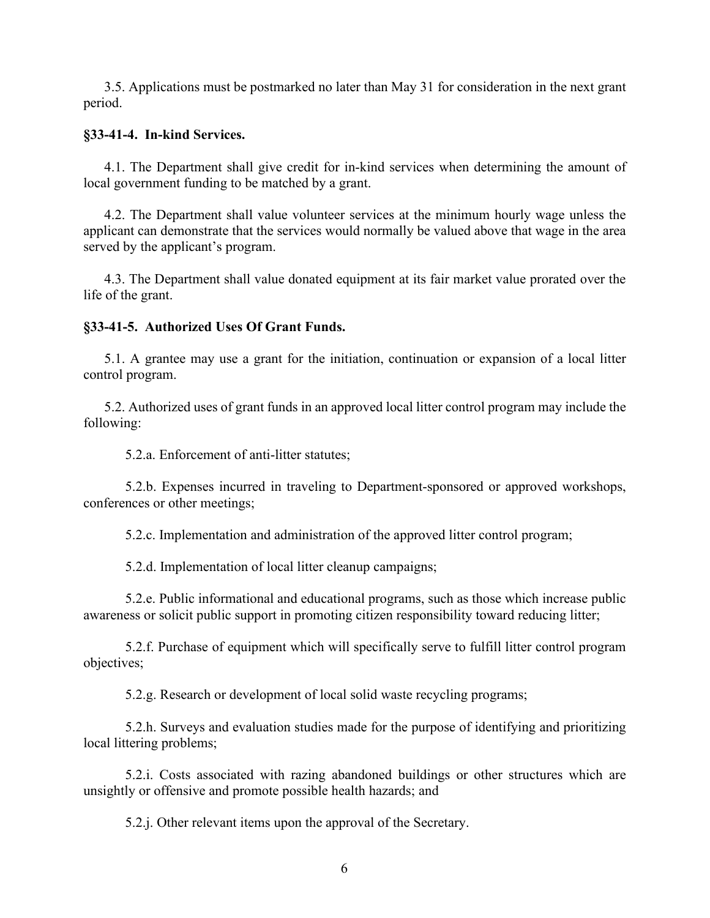3.5. Applications must be postmarked no later than May 31 for consideration in the next grant period.

**§33-41-4. In-kind Services.**

4.1. The Department shall give credit for in-kind services when determining the amount of local government funding to be matched by a grant.

4.2. The Department shall value volunteer services at the minimum hourly wage unless the applicant can demonstrate that the services would normally be valued above that wage in the area served by the applicant's program.

4.3. The Department shall value donated equipment at its fair market value prorated over the life of the grant.

**§33-41-5. Authorized Uses Of Grant Funds.**

5.1. A grantee may use a grant for the initiation, continuation or expansion of a local litter control program.

5.2. Authorized uses of grant funds in an approved local litter control program may include the following:

5.2.a. Enforcement of anti-litter statutes;

5.2.b. Expenses incurred in traveling to Department-sponsored or approved workshops, conferences or other meetings;

5.2.c. Implementation and administration of the approved litter control program;

5.2.d. Implementation of local litter cleanup campaigns;

5.2.e. Public informational and educational programs, such as those which increase public awareness or solicit public support in promoting citizen responsibility toward reducing litter;

5.2.f. Purchase of equipment which will specifically serve to fulfill litter control program objectives;

5.2.g. Research or development of local solid waste recycling programs;

5.2.h. Surveys and evaluation studies made for the purpose of identifying and prioritizing local littering problems;

5.2.i. Costs associated with razing abandoned buildings or other structures which are unsightly or offensive and promote possible health hazards; and

5.2.j. Other relevant items upon the approval of the Secretary.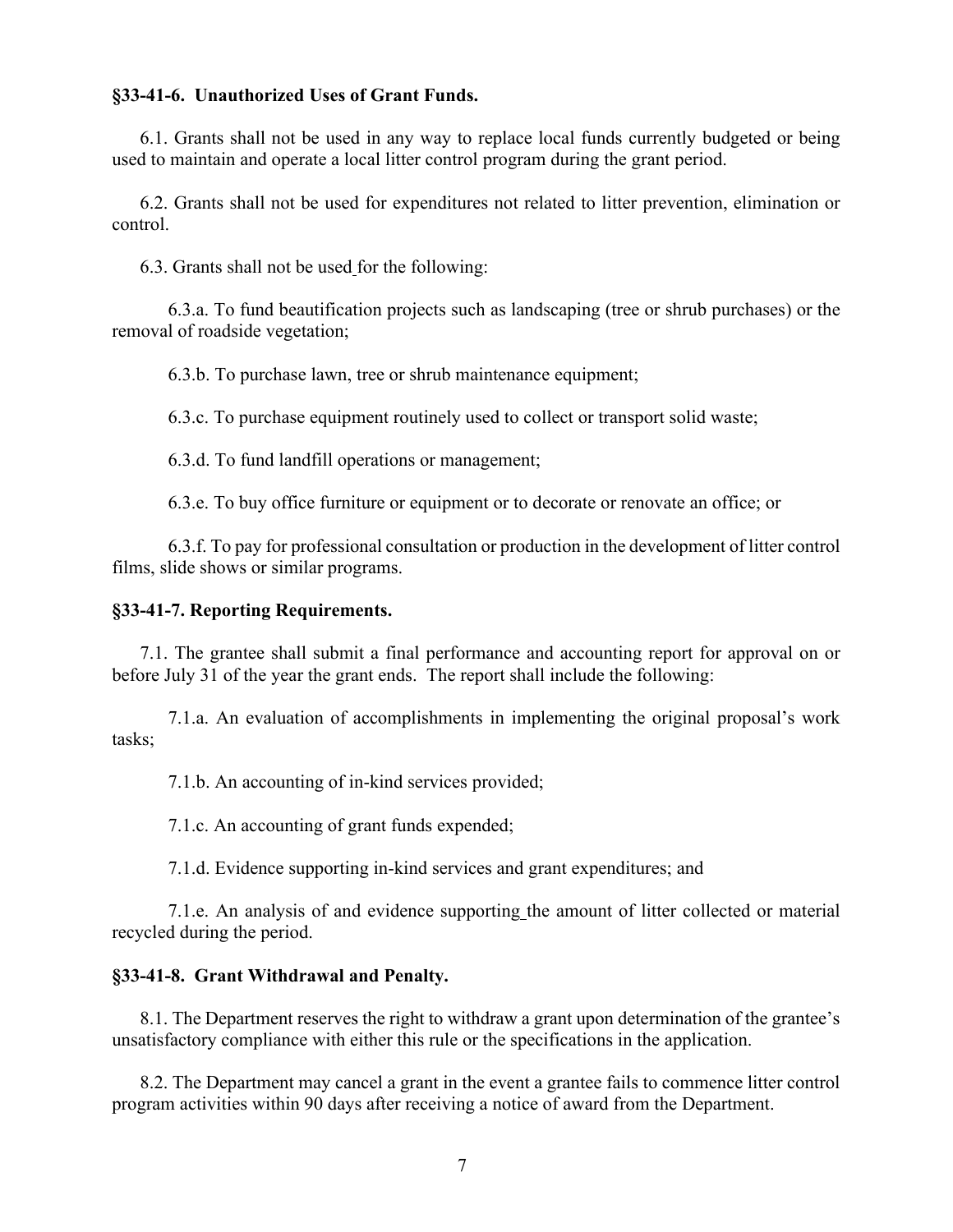**§33-41-6. Unauthorized Uses of Grant Funds.**

6.1. Grants shall not be used in any way to replace local funds currently budgeted or being used to maintain and operate a local litter control program during the grant period.

6.2. Grants shall not be used for expenditures not related to litter prevention, elimination or control.

6.3. Grants shall not be used for the following:

6.3.a. To fund beautification projects such as landscaping (tree or shrub purchases) or the removal of roadside vegetation;

6.3.b. To purchase lawn, tree or shrub maintenance equipment;

6.3.c. To purchase equipment routinely used to collect or transport solid waste;

6.3.d. To fund landfill operations or management;

6.3.e. To buy office furniture or equipment or to decorate or renovate an office; or

6.3.f. To pay for professional consultation or production in the development of litter control films, slide shows or similar programs.

**§33-41-7. Reporting Requirements.**

7.1. The grantee shall submit a final performance and accounting report for approval on or before July 31 of the year the grant ends. The report shall include the following:

7.1.a. An evaluation of accomplishments in implementing the original proposal's work tasks;

7.1.b. An accounting of in-kind services provided;

7.1.c. An accounting of grant funds expended;

7.1.d. Evidence supporting in-kind services and grant expenditures; and

7.1.e. An analysis of and evidence supporting the amount of litter collected or material recycled during the period.

**§33-41-8. Grant Withdrawal and Penalty.**

8.1. The Department reserves the right to withdraw a grant upon determination of the grantee's unsatisfactory compliance with either this rule or the specifications in the application.

8.2. The Department may cancel a grant in the event a grantee fails to commence litter control program activities within 90 days after receiving a notice of award from the Department.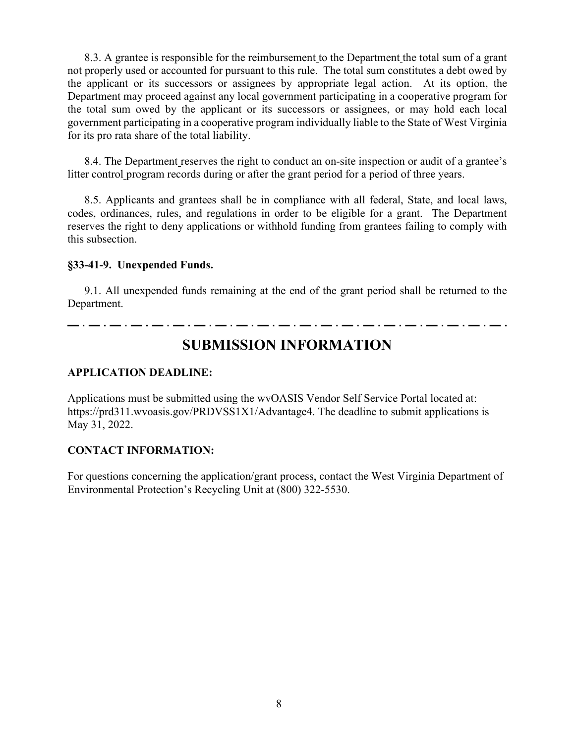8.3. A grantee is responsible for the reimbursement to the Department the total sum of a grant not properly used or accounted for pursuant to this rule. The total sum constitutes a debt owed by the applicant or its successors or assignees by appropriate legal action. At its option, the Department may proceed against any local government participating in a cooperative program for the total sum owed by the applicant or its successors or assignees, or may hold each local government participating in a cooperative program individually liable to the State of West Virginia for its pro rata share of the total liability.

8.4. The Department reserves the right to conduct an on-site inspection or audit of a grantee's litter control program records during or after the grant period for a period of three years.

8.5. Applicants and grantees shall be in compliance with all federal, State, and local laws, codes, ordinances, rules, and regulations in order to be eligible for a grant. The Department reserves the right to deny applications or withhold funding from grantees failing to comply with this subsection.

**§33-41-9. Unexpended Funds.**

9.1. All unexpended funds remaining at the end of the grant period shall be returned to the Department.

---

# SUBMISSION INFORMATION

**APPLICATION DEADLINE:**

Applications must be submitted using the wvOASIS Vendor Self Service Portal located at: https://prd311.wvoasis.gov/PRDVSS1X1/Advantage4. The deadline to submit applications is May 31, 2022.

**CONTACT INFORMATION:**

For questions concerning the application/grant process, contact the West Virginia Department of Environmental Protection's Recycling Unit at (800) 322-5530.